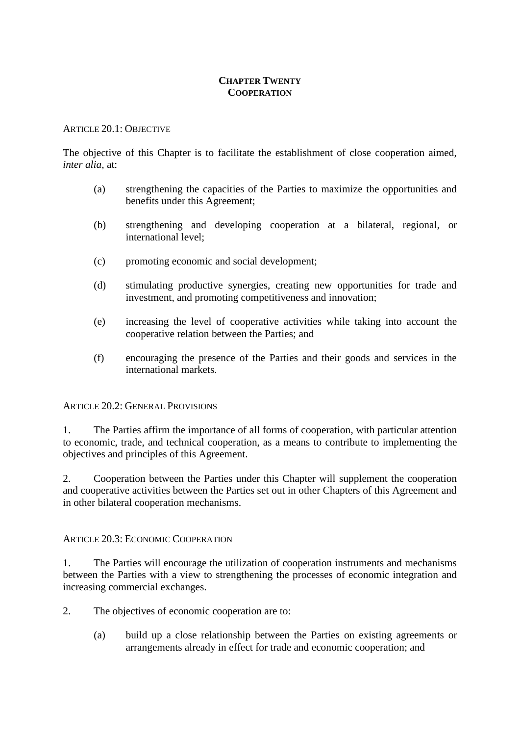# CHAPTER TWENTY
# COOPERATION

## ARTICLE 20.1: OBJECTIVE

The objective of this Chapter is to facilitate the establishment of close cooperation aimed, *inter alia*, at:

(a) strengthening the capacities of the Parties to maximize the opportunities and benefits under this Agreement;

(b) strengthening and developing cooperation at a bilateral, regional, or international level;

(c) promoting economic and social development;

(d) stimulating productive synergies, creating new opportunities for trade and investment, and promoting competitiveness and innovation;

(e) increasing the level of cooperative activities while taking into account the cooperative relation between the Parties; and

(f) encouraging the presence of the Parties and their goods and services in the international markets.

## ARTICLE 20.2: GENERAL PROVISIONS

1. The Parties affirm the importance of all forms of cooperation, with particular attention to economic, trade, and technical cooperation, as a means to contribute to implementing the objectives and principles of this Agreement.

2. Cooperation between the Parties under this Chapter will supplement the cooperation and cooperative activities between the Parties set out in other Chapters of this Agreement and in other bilateral cooperation mechanisms.

## ARTICLE 20.3: ECONOMIC COOPERATION

1. The Parties will encourage the utilization of cooperation instruments and mechanisms between the Parties with a view to strengthening the processes of economic integration and increasing commercial exchanges.

2. The objectives of economic cooperation are to:

(a) build up a close relationship between the Parties on existing agreements or arrangements already in effect for trade and economic cooperation; and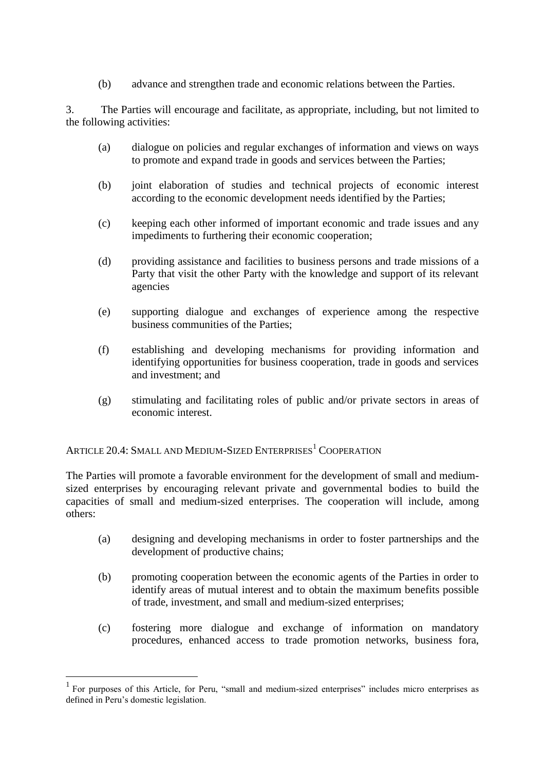(b) advance and strengthen trade and economic relations between the Parties.

3. The Parties will encourage and facilitate, as appropriate, including, but not limited to the following activities:

(a) dialogue on policies and regular exchanges of information and views on ways to promote and expand trade in goods and services between the Parties;

(b) joint elaboration of studies and technical projects of economic interest according to the economic development needs identified by the Parties;

(c) keeping each other informed of important economic and trade issues and any impediments to furthering their economic cooperation;

(d) providing assistance and facilities to business persons and trade missions of a Party that visit the other Party with the knowledge and support of its relevant agencies

(e) supporting dialogue and exchanges of experience among the respective business communities of the Parties;

(f) establishing and developing mechanisms for providing information and identifying opportunities for business cooperation, trade in goods and services and investment; and

(g) stimulating and facilitating roles of public and/or private sectors in areas of economic interest.

### ARTICLE 20.4: SMALL AND MEDIUM-SIZED ENTERPRISES[1] COOPERATION

The Parties will promote a favorable environment for the development of small and medium-sized enterprises by encouraging relevant private and governmental bodies to build the capacities of small and medium-sized enterprises. The cooperation will include, among others:

(a) designing and developing mechanisms in order to foster partnerships and the development of productive chains;

(b) promoting cooperation between the economic agents of the Parties in order to identify areas of mutual interest and to obtain the maximum benefits possible of trade, investment, and small and medium-sized enterprises;

(c) fostering more dialogue and exchange of information on mandatory procedures, enhanced access to trade promotion networks, business fora,

---

[1] For purposes of this Article, for Peru, "small and medium-sized enterprises" includes micro enterprises as defined in Peru's domestic legislation.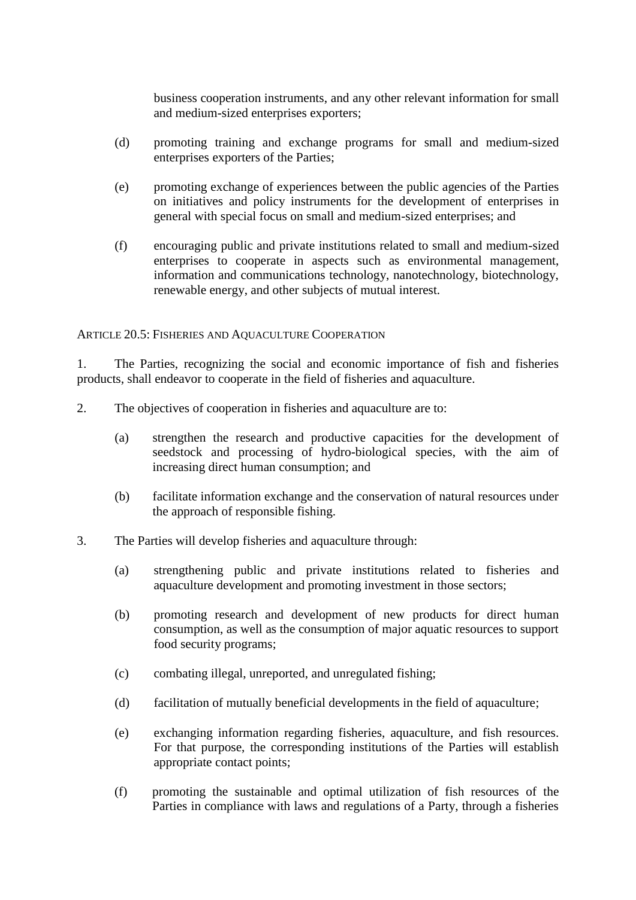business cooperation instruments, and any other relevant information for small and medium-sized enterprises exporters;

(d) promoting training and exchange programs for small and medium-sized enterprises exporters of the Parties;

(e) promoting exchange of experiences between the public agencies of the Parties on initiatives and policy instruments for the development of enterprises in general with special focus on small and medium-sized enterprises; and

(f) encouraging public and private institutions related to small and medium-sized enterprises to cooperate in aspects such as environmental management, information and communications technology, nanotechnology, biotechnology, renewable energy, and other subjects of mutual interest.

ARTICLE 20.5: FISHERIES AND AQUACULTURE COOPERATION

1. The Parties, recognizing the social and economic importance of fish and fisheries products, shall endeavor to cooperate in the field of fisheries and aquaculture.

2. The objectives of cooperation in fisheries and aquaculture are to:

(a) strengthen the research and productive capacities for the development of seedstock and processing of hydro-biological species, with the aim of increasing direct human consumption; and

(b) facilitate information exchange and the conservation of natural resources under the approach of responsible fishing.

3. The Parties will develop fisheries and aquaculture through:

(a) strengthening public and private institutions related to fisheries and aquaculture development and promoting investment in those sectors;

(b) promoting research and development of new products for direct human consumption, as well as the consumption of major aquatic resources to support food security programs;

(c) combating illegal, unreported, and unregulated fishing;

(d) facilitation of mutually beneficial developments in the field of aquaculture;

(e) exchanging information regarding fisheries, aquaculture, and fish resources. For that purpose, the corresponding institutions of the Parties will establish appropriate contact points;

(f) promoting the sustainable and optimal utilization of fish resources of the Parties in compliance with laws and regulations of a Party, through a fisheries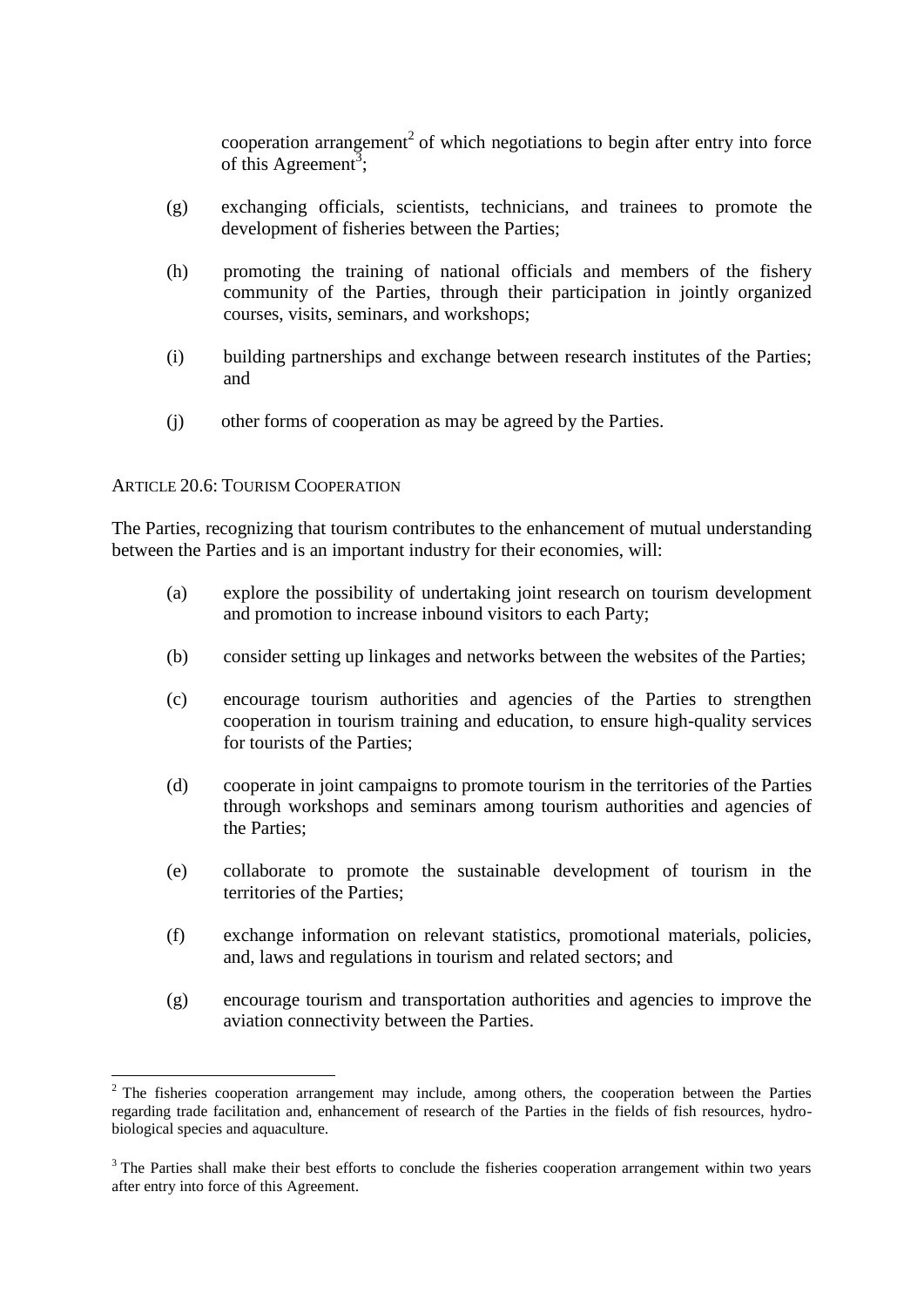cooperation arrangement[2] of which negotiations to begin after entry into force of this Agreement[3];

(g) exchanging officials, scientists, technicians, and trainees to promote the development of fisheries between the Parties;

(h) promoting the training of national officials and members of the fishery community of the Parties, through their participation in jointly organized courses, visits, seminars, and workshops;

(i) building partnerships and exchange between research institutes of the Parties; and

(j) other forms of cooperation as may be agreed by the Parties.

### ARTICLE 20.6: TOURISM COOPERATION

The Parties, recognizing that tourism contributes to the enhancement of mutual understanding between the Parties and is an important industry for their economies, will:

(a) explore the possibility of undertaking joint research on tourism development and promotion to increase inbound visitors to each Party;

(b) consider setting up linkages and networks between the websites of the Parties;

(c) encourage tourism authorities and agencies of the Parties to strengthen cooperation in tourism training and education, to ensure high-quality services for tourists of the Parties;

(d) cooperate in joint campaigns to promote tourism in the territories of the Parties through workshops and seminars among tourism authorities and agencies of the Parties;

(e) collaborate to promote the sustainable development of tourism in the territories of the Parties;

(f) exchange information on relevant statistics, promotional materials, policies, and, laws and regulations in tourism and related sectors; and

(g) encourage tourism and transportation authorities and agencies to improve the aviation connectivity between the Parties.

---

[2] The fisheries cooperation arrangement may include, among others, the cooperation between the Parties regarding trade facilitation and, enhancement of research of the Parties in the fields of fish resources, hydro-biological species and aquaculture.

[3] The Parties shall make their best efforts to conclude the fisheries cooperation arrangement within two years after entry into force of this Agreement.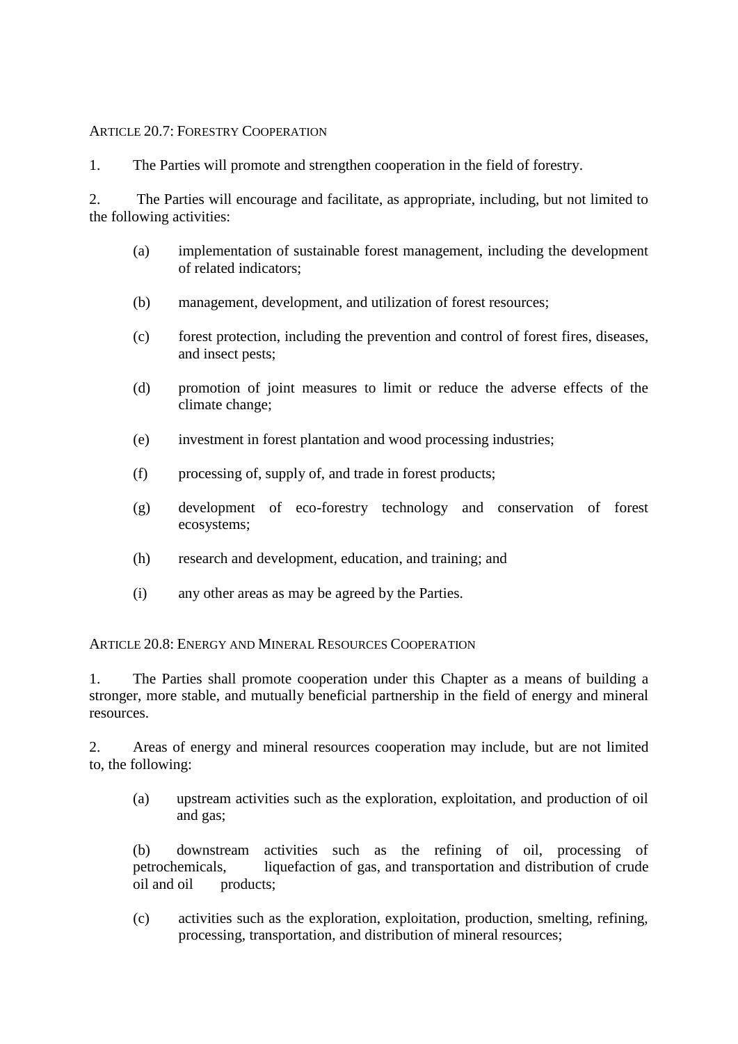ARTICLE 20.7: FORESTRY COOPERATION

1. The Parties will promote and strengthen cooperation in the field of forestry.

2. The Parties will encourage and facilitate, as appropriate, including, but not limited to the following activities:

   (a) implementation of sustainable forest management, including the development of related indicators;

   (b) management, development, and utilization of forest resources;

   (c) forest protection, including the prevention and control of forest fires, diseases, and insect pests;

   (d) promotion of joint measures to limit or reduce the adverse effects of the climate change;

   (e) investment in forest plantation and wood processing industries;

   (f) processing of, supply of, and trade in forest products;

   (g) development of eco-forestry technology and conservation of forest ecosystems;

   (h) research and development, education, and training; and

   (i) any other areas as may be agreed by the Parties.

ARTICLE 20.8: ENERGY AND MINERAL RESOURCES COOPERATION

1. The Parties shall promote cooperation under this Chapter as a means of building a stronger, more stable, and mutually beneficial partnership in the field of energy and mineral resources.

2. Areas of energy and mineral resources cooperation may include, but are not limited to, the following:

   (a) upstream activities such as the exploration, exploitation, and production of oil and gas;

   (b) downstream activities such as the refining of oil, processing of petrochemicals, liquefaction of gas, and transportation and distribution of crude oil and oil products;

   (c) activities such as the exploration, exploitation, production, smelting, refining, processing, transportation, and distribution of mineral resources;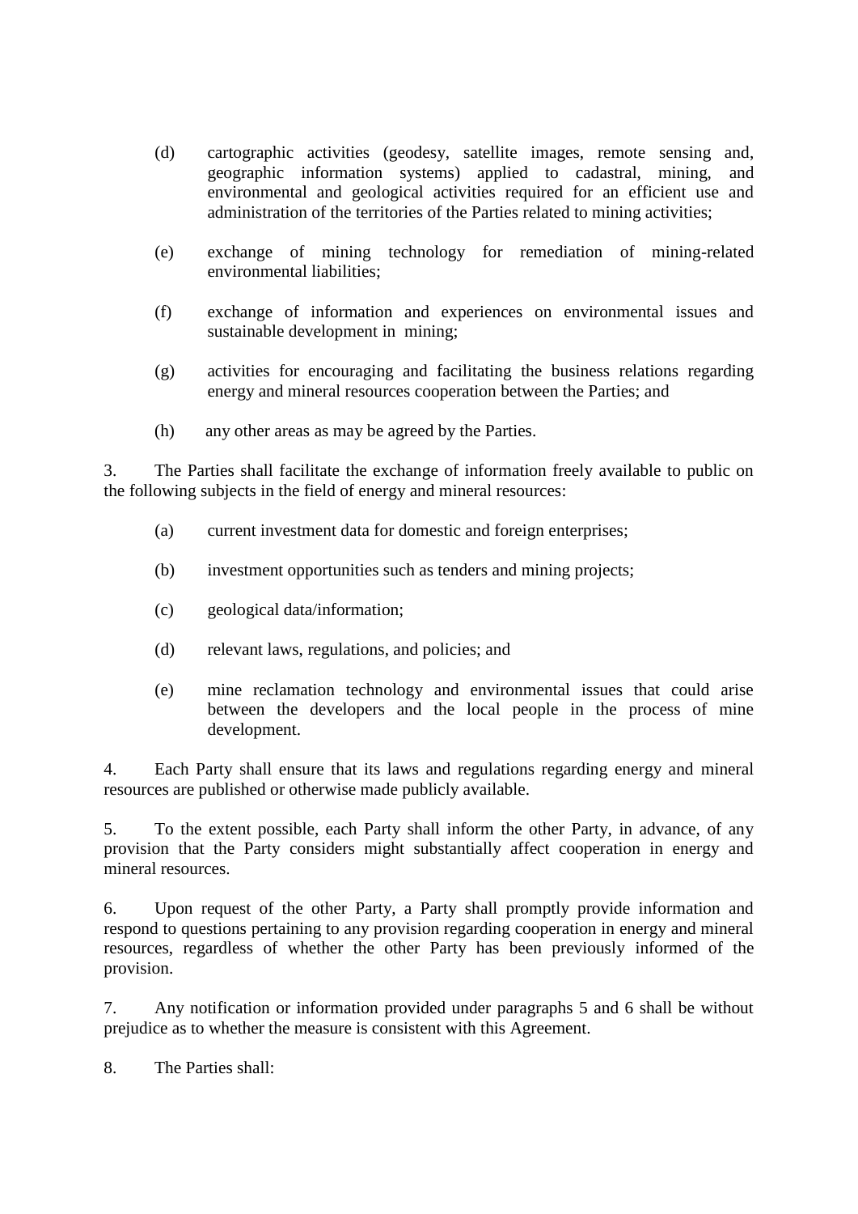(d) cartographic activities (geodesy, satellite images, remote sensing and, geographic information systems) applied to cadastral, mining, and environmental and geological activities required for an efficient use and administration of the territories of the Parties related to mining activities;

(e) exchange of mining technology for remediation of mining-related environmental liabilities;

(f) exchange of information and experiences on environmental issues and sustainable development in mining;

(g) activities for encouraging and facilitating the business relations regarding energy and mineral resources cooperation between the Parties; and

(h) any other areas as may be agreed by the Parties.

3. The Parties shall facilitate the exchange of information freely available to public on the following subjects in the field of energy and mineral resources:

(a) current investment data for domestic and foreign enterprises;

(b) investment opportunities such as tenders and mining projects;

(c) geological data/information;

(d) relevant laws, regulations, and policies; and

(e) mine reclamation technology and environmental issues that could arise between the developers and the local people in the process of mine development.

4. Each Party shall ensure that its laws and regulations regarding energy and mineral resources are published or otherwise made publicly available.

5. To the extent possible, each Party shall inform the other Party, in advance, of any provision that the Party considers might substantially affect cooperation in energy and mineral resources.

6. Upon request of the other Party, a Party shall promptly provide information and respond to questions pertaining to any provision regarding cooperation in energy and mineral resources, regardless of whether the other Party has been previously informed of the provision.

7. Any notification or information provided under paragraphs 5 and 6 shall be without prejudice as to whether the measure is consistent with this Agreement.

8. The Parties shall: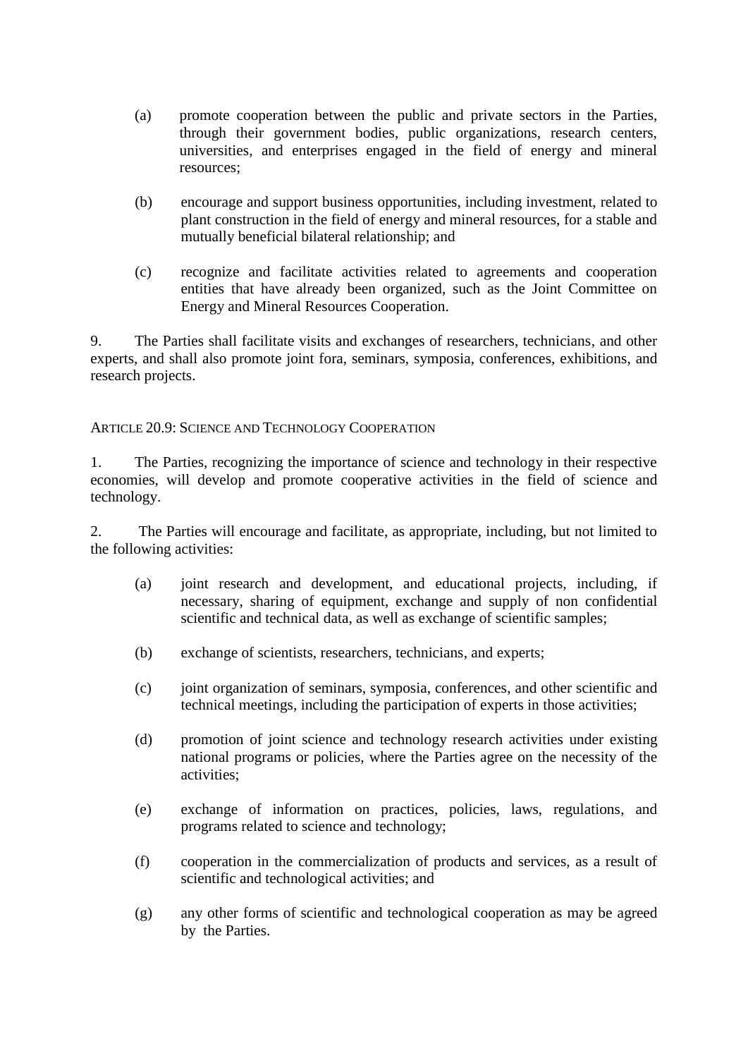(a) promote cooperation between the public and private sectors in the Parties, through their government bodies, public organizations, research centers, universities, and enterprises engaged in the field of energy and mineral resources;

(b) encourage and support business opportunities, including investment, related to plant construction in the field of energy and mineral resources, for a stable and mutually beneficial bilateral relationship; and

(c) recognize and facilitate activities related to agreements and cooperation entities that have already been organized, such as the Joint Committee on Energy and Mineral Resources Cooperation.

9. The Parties shall facilitate visits and exchanges of researchers, technicians, and other experts, and shall also promote joint fora, seminars, symposia, conferences, exhibitions, and research projects.

ARTICLE 20.9: SCIENCE AND TECHNOLOGY COOPERATION

1. The Parties, recognizing the importance of science and technology in their respective economies, will develop and promote cooperative activities in the field of science and technology.

2. The Parties will encourage and facilitate, as appropriate, including, but not limited to the following activities:

(a) joint research and development, and educational projects, including, if necessary, sharing of equipment, exchange and supply of non confidential scientific and technical data, as well as exchange of scientific samples;

(b) exchange of scientists, researchers, technicians, and experts;

(c) joint organization of seminars, symposia, conferences, and other scientific and technical meetings, including the participation of experts in those activities;

(d) promotion of joint science and technology research activities under existing national programs or policies, where the Parties agree on the necessity of the activities;

(e) exchange of information on practices, policies, laws, regulations, and programs related to science and technology;

(f) cooperation in the commercialization of products and services, as a result of scientific and technological activities; and

(g) any other forms of scientific and technological cooperation as may be agreed by the Parties.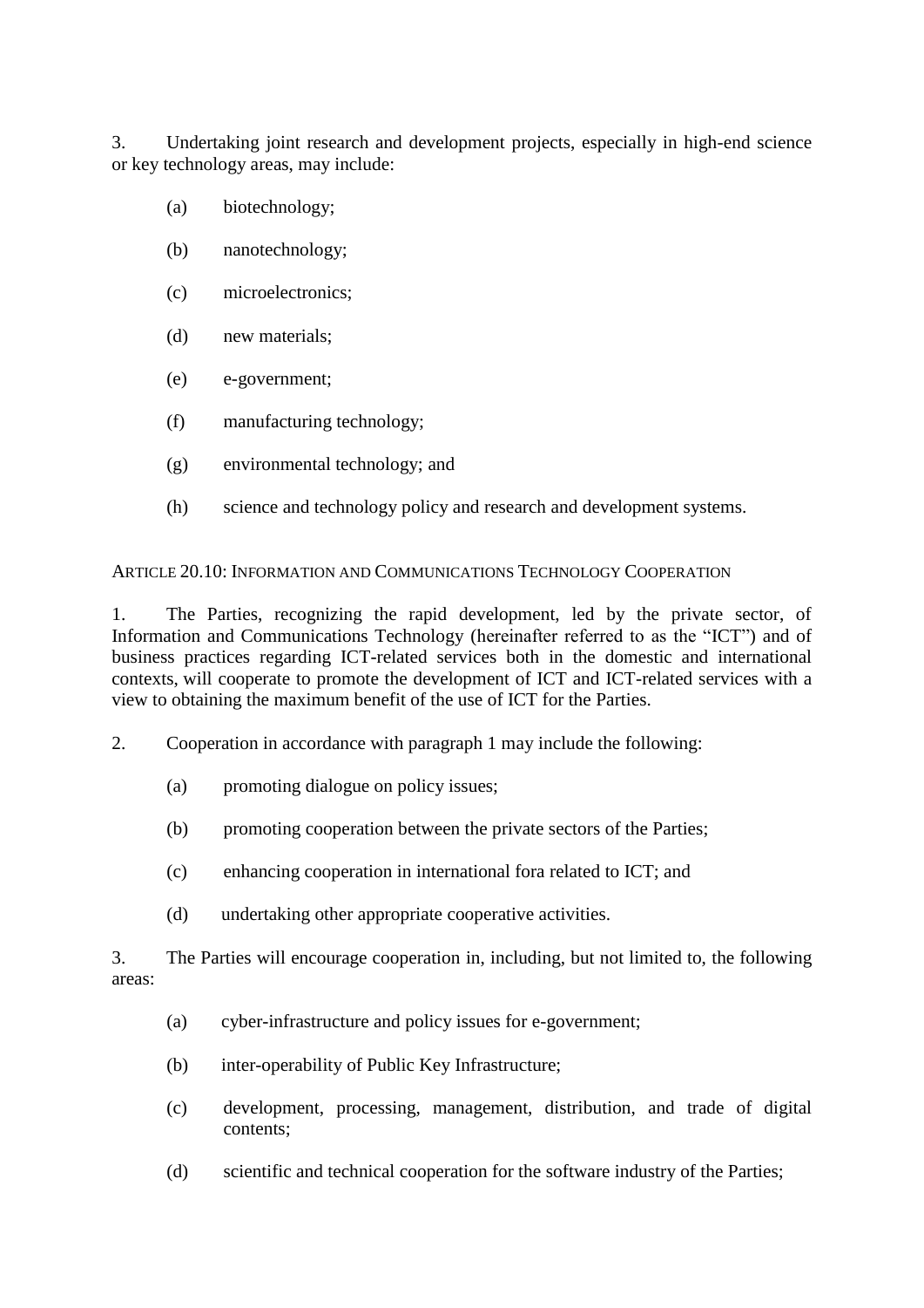3. Undertaking joint research and development projects, especially in high-end science or key technology areas, may include:

(a) biotechnology;

(b) nanotechnology;

(c) microelectronics;

(d) new materials;

(e) e-government;

(f) manufacturing technology;

(g) environmental technology; and

(h) science and technology policy and research and development systems.

ARTICLE 20.10: INFORMATION AND COMMUNICATIONS TECHNOLOGY COOPERATION

1. The Parties, recognizing the rapid development, led by the private sector, of Information and Communications Technology (hereinafter referred to as the "ICT") and of business practices regarding ICT-related services both in the domestic and international contexts, will cooperate to promote the development of ICT and ICT-related services with a view to obtaining the maximum benefit of the use of ICT for the Parties.

2. Cooperation in accordance with paragraph 1 may include the following:

(a) promoting dialogue on policy issues;

(b) promoting cooperation between the private sectors of the Parties;

(c) enhancing cooperation in international fora related to ICT; and

(d) undertaking other appropriate cooperative activities.

3. The Parties will encourage cooperation in, including, but not limited to, the following areas:

(a) cyber-infrastructure and policy issues for e-government;

(b) inter-operability of Public Key Infrastructure;

(c) development, processing, management, distribution, and trade of digital contents;

(d) scientific and technical cooperation for the software industry of the Parties;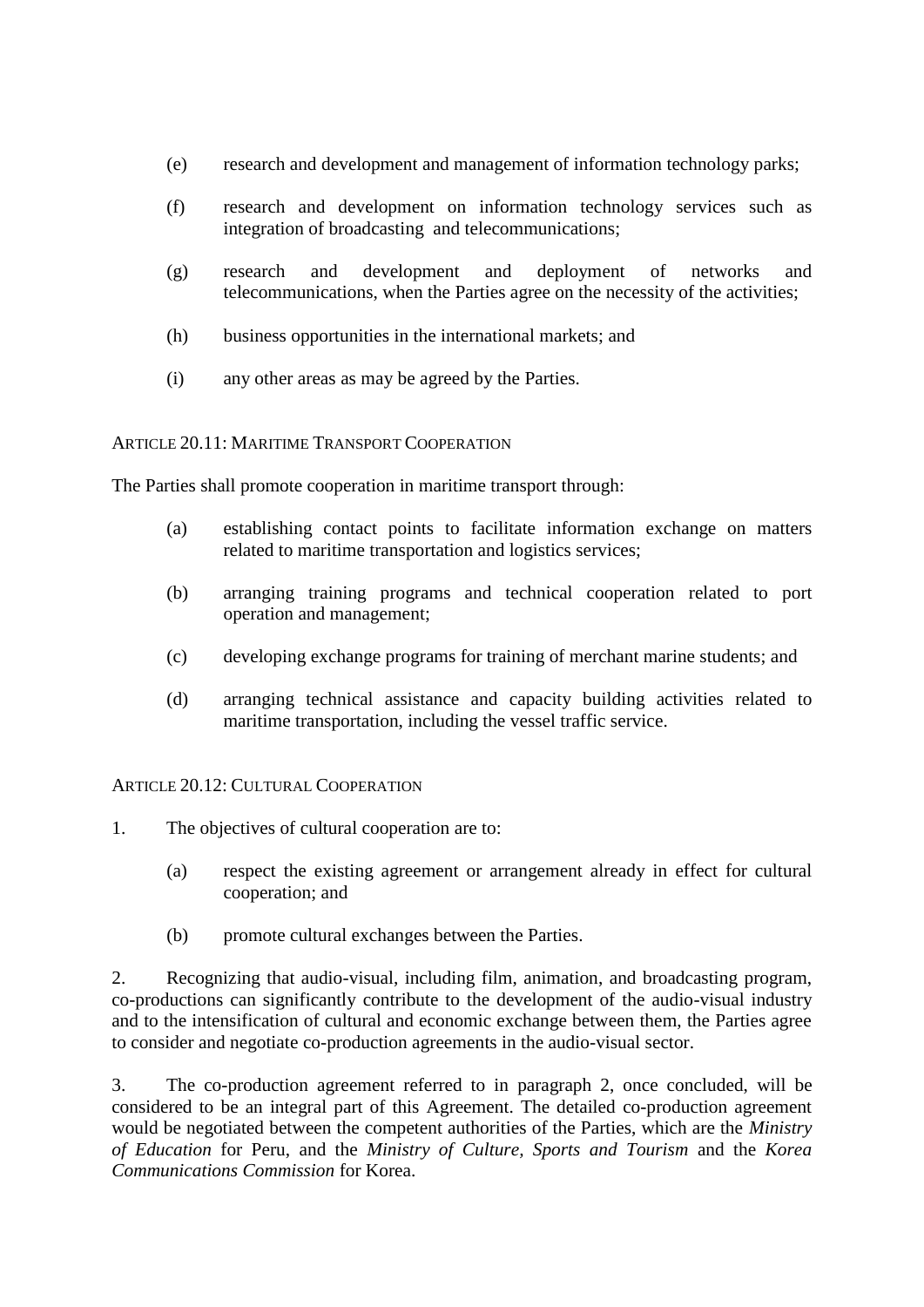(e) research and development and management of information technology parks;

(f) research and development on information technology services such as integration of broadcasting and telecommunications;

(g) research and development and deployment of networks and telecommunications, when the Parties agree on the necessity of the activities;

(h) business opportunities in the international markets; and

(i) any other areas as may be agreed by the Parties.

ARTICLE 20.11: MARITIME TRANSPORT COOPERATION

The Parties shall promote cooperation in maritime transport through:

(a) establishing contact points to facilitate information exchange on matters related to maritime transportation and logistics services;

(b) arranging training programs and technical cooperation related to port operation and management;

(c) developing exchange programs for training of merchant marine students; and

(d) arranging technical assistance and capacity building activities related to maritime transportation, including the vessel traffic service.

ARTICLE 20.12: CULTURAL COOPERATION

1. The objectives of cultural cooperation are to:

(a) respect the existing agreement or arrangement already in effect for cultural cooperation; and

(b) promote cultural exchanges between the Parties.

2. Recognizing that audio-visual, including film, animation, and broadcasting program, co-productions can significantly contribute to the development of the audio-visual industry and to the intensification of cultural and economic exchange between them, the Parties agree to consider and negotiate co-production agreements in the audio-visual sector.

3. The co-production agreement referred to in paragraph 2, once concluded, will be considered to be an integral part of this Agreement. The detailed co-production agreement would be negotiated between the competent authorities of the Parties, which are the *Ministry of Education* for Peru, and the *Ministry of Culture, Sports and Tourism* and the *Korea Communications Commission* for Korea.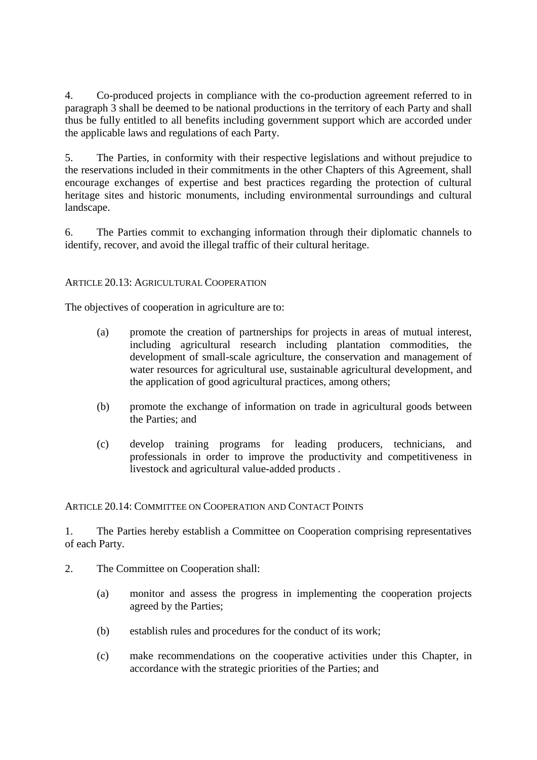4. Co-produced projects in compliance with the co-production agreement referred to in paragraph 3 shall be deemed to be national productions in the territory of each Party and shall thus be fully entitled to all benefits including government support which are accorded under the applicable laws and regulations of each Party.

5. The Parties, in conformity with their respective legislations and without prejudice to the reservations included in their commitments in the other Chapters of this Agreement, shall encourage exchanges of expertise and best practices regarding the protection of cultural heritage sites and historic monuments, including environmental surroundings and cultural landscape.

6. The Parties commit to exchanging information through their diplomatic channels to identify, recover, and avoid the illegal traffic of their cultural heritage.

### ARTICLE 20.13: AGRICULTURAL COOPERATION

The objectives of cooperation in agriculture are to:

(a) promote the creation of partnerships for projects in areas of mutual interest, including agricultural research including plantation commodities, the development of small-scale agriculture, the conservation and management of water resources for agricultural use, sustainable agricultural development, and the application of good agricultural practices, among others;

(b) promote the exchange of information on trade in agricultural goods between the Parties; and

(c) develop training programs for leading producers, technicians, and professionals in order to improve the productivity and competitiveness in livestock and agricultural value-added products .

### ARTICLE 20.14: COMMITTEE ON COOPERATION AND CONTACT POINTS

1. The Parties hereby establish a Committee on Cooperation comprising representatives of each Party.

2. The Committee on Cooperation shall:

(a) monitor and assess the progress in implementing the cooperation projects agreed by the Parties;

(b) establish rules and procedures for the conduct of its work;

(c) make recommendations on the cooperative activities under this Chapter, in accordance with the strategic priorities of the Parties; and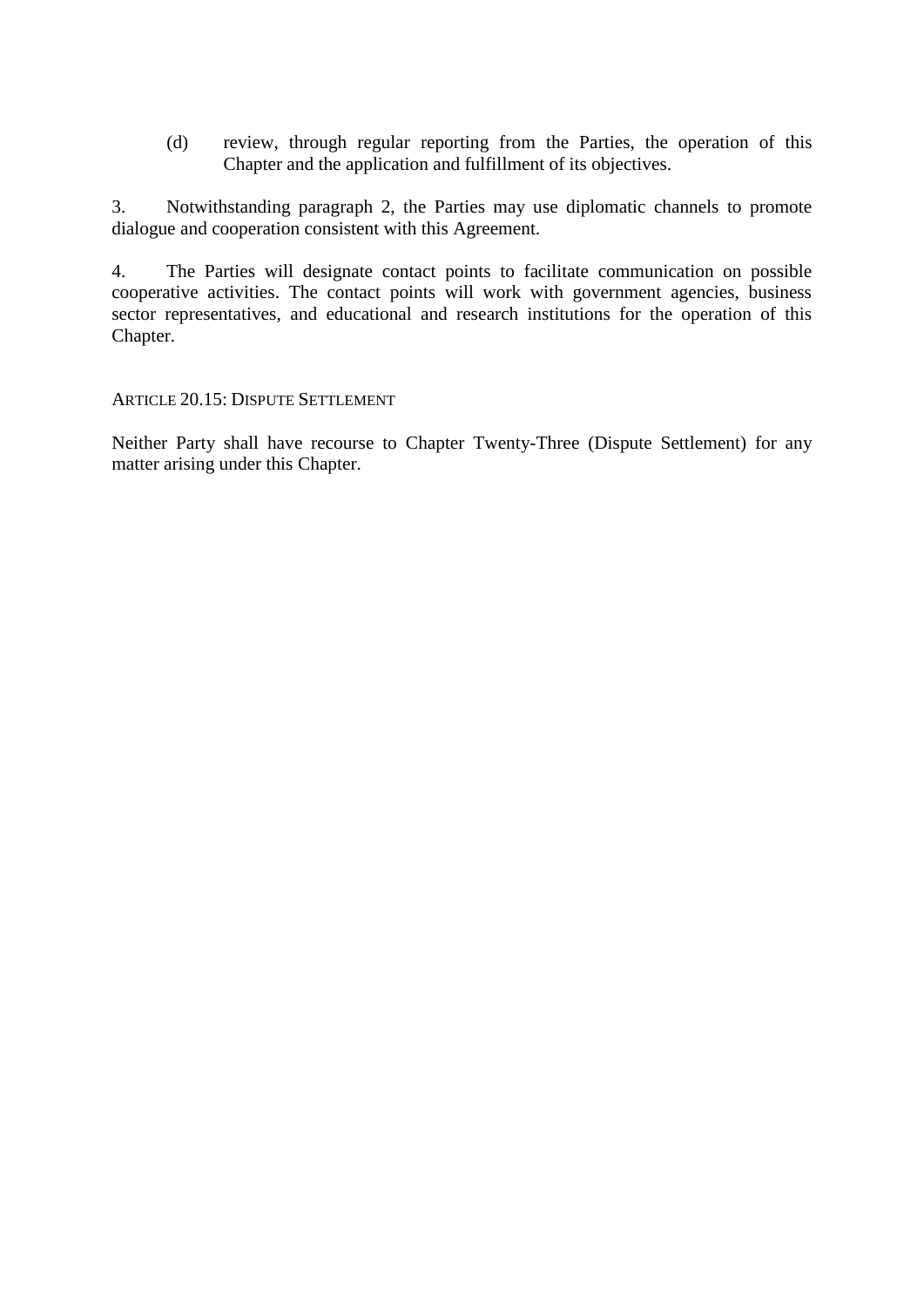(d) review, through regular reporting from the Parties, the operation of this Chapter and the application and fulfillment of its objectives.

3. Notwithstanding paragraph 2, the Parties may use diplomatic channels to promote dialogue and cooperation consistent with this Agreement.

4. The Parties will designate contact points to facilitate communication on possible cooperative activities. The contact points will work with government agencies, business sector representatives, and educational and research institutions for the operation of this Chapter.

### ARTICLE 20.15: DISPUTE SETTLEMENT

Neither Party shall have recourse to Chapter Twenty-Three (Dispute Settlement) for any matter arising under this Chapter.